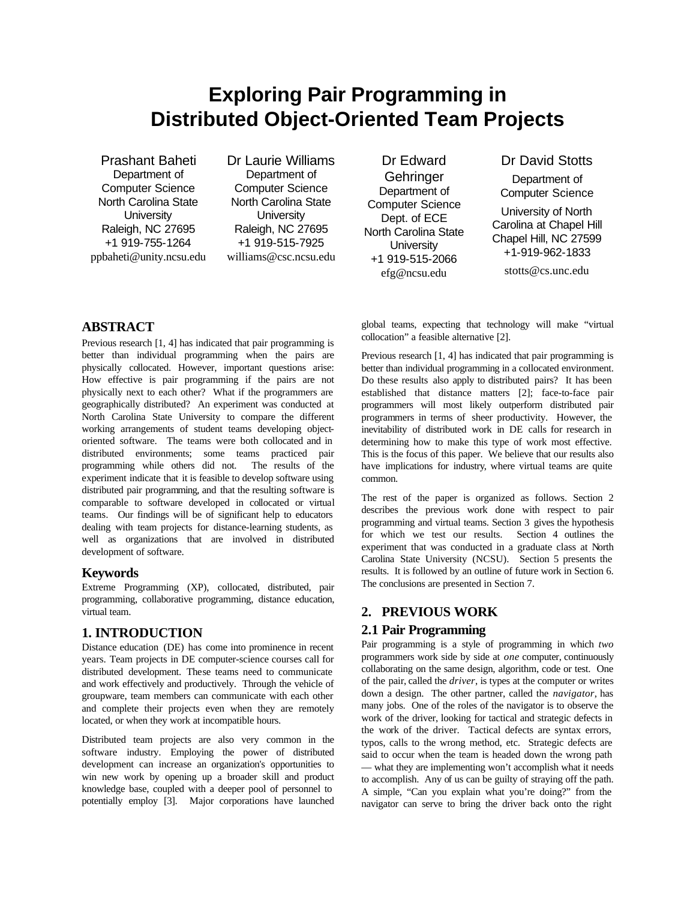# Exploring Pair Programming in Distributed Object-Oriented Team Projects

Prashant Baheti
Department of Computer Science
North Carolina State University
Raleigh, NC 27695
+1 919-755-1264
ppbaheti@unity.ncsu.edu

Dr Laurie Williams
Department of Computer Science
North Carolina State University
Raleigh, NC 27695
+1 919-515-7925
williams@csc.ncsu.edu

Dr Edward Gehringer
Department of Computer Science
Dept. of ECE
North Carolina State University
+1 919-515-2066
efg@ncsu.edu

Dr David Stotts
Department of Computer Science
University of North Carolina at Chapel Hill
Chapel Hill, NC 27599
+1-919-962-1833
stotts@cs.unc.edu

## ABSTRACT

Previous research [1, 4] has indicated that pair programming is better than individual programming when the pairs are physically collocated. However, important questions arise: How effective is pair programming if the pairs are not physically next to each other? What if the programmers are geographically distributed? An experiment was conducted at North Carolina State University to compare the different working arrangements of student teams developing object-oriented software. The teams were both collocated and in distributed environments; some teams practiced pair programming while others did not. The results of the experiment indicate that it is feasible to develop software using distributed pair programming, and that the resulting software is comparable to software developed in collocated or virtual teams. Our findings will be of significant help to educators dealing with team projects for distance-learning students, as well as organizations that are involved in distributed development of software.

### Keywords

Extreme Programming (XP), collocated, distributed, pair programming, collaborative programming, distance education, virtual team.

## 1. INTRODUCTION

Distance education (DE) has come into prominence in recent years. Team projects in DE computer-science courses call for distributed development. These teams need to communicate and work effectively and productively. Through the vehicle of groupware, team members can communicate with each other and complete their projects even when they are remotely located, or when they work at incompatible hours.

Distributed team projects are also very common in the software industry. Employing the power of distributed development can increase an organization's opportunities to win new work by opening up a broader skill and product knowledge base, coupled with a deeper pool of personnel to potentially employ [3]. Major corporations have launched global teams, expecting that technology will make "virtual collocation" a feasible alternative [2].

Previous research [1, 4] has indicated that pair programming is better than individual programming in a collocated environment. Do these results also apply to distributed pairs? It has been established that distance matters [2]; face-to-face pair programmers will most likely outperform distributed pair programmers in terms of sheer productivity. However, the inevitability of distributed work in DE calls for research in determining how to make this type of work most effective. This is the focus of this paper. We believe that our results also have implications for industry, where virtual teams are quite common.

The rest of the paper is organized as follows. Section 2 describes the previous work done with respect to pair programming and virtual teams. Section 3 gives the hypothesis for which we test our results. Section 4 outlines the experiment that was conducted in a graduate class at North Carolina State University (NCSU). Section 5 presents the results. It is followed by an outline of future work in Section 6. The conclusions are presented in Section 7.

## 2. PREVIOUS WORK

### 2.1 Pair Programming

Pair programming is a style of programming in which *two* programmers work side by side at *one* computer, continuously collaborating on the same design, algorithm, code or test. One of the pair, called the *driver*, is types at the computer or writes down a design. The other partner, called the *navigator*, has many jobs. One of the roles of the navigator is to observe the work of the driver, looking for tactical and strategic defects in the work of the driver. Tactical defects are syntax errors, typos, calls to the wrong method, etc. Strategic defects are said to occur when the team is headed down the wrong path — what they are implementing won't accomplish what it needs to accomplish. Any of us can be guilty of straying off the path. A simple, "Can you explain what you're doing?" from the navigator can serve to bring the driver back onto the right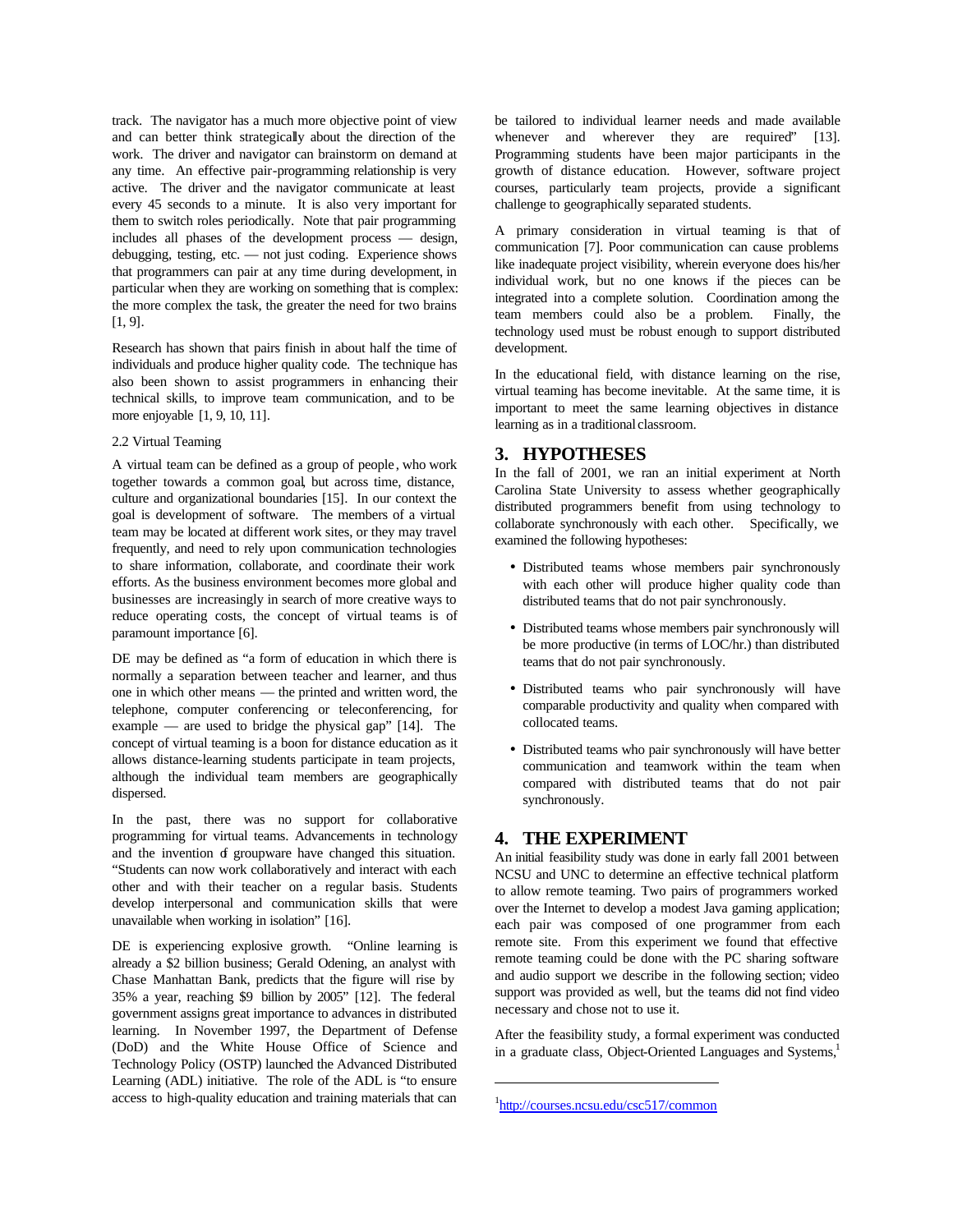track. The navigator has a much more objective point of view and can better think strategically about the direction of the work. The driver and navigator can brainstorm on demand at any time. An effective pair-programming relationship is very active. The driver and the navigator communicate at least every 45 seconds to a minute. It is also very important for them to switch roles periodically. Note that pair programming includes all phases of the development process — design, debugging, testing, etc. — not just coding. Experience shows that programmers can pair at any time during development, in particular when they are working on something that is complex: the more complex the task, the greater the need for two brains [1, 9].

Research has shown that pairs finish in about half the time of individuals and produce higher quality code. The technique has also been shown to assist programmers in enhancing their technical skills, to improve team communication, and to be more enjoyable [1, 9, 10, 11].

### 2.2 Virtual Teaming

A virtual team can be defined as a group of people, who work together towards a common goal, but across time, distance, culture and organizational boundaries [15]. In our context the goal is development of software. The members of a virtual team may be located at different work sites, or they may travel frequently, and need to rely upon communication technologies to share information, collaborate, and coordinate their work efforts. As the business environment becomes more global and businesses are increasingly in search of more creative ways to reduce operating costs, the concept of virtual teams is of paramount importance [6].

DE may be defined as "a form of education in which there is normally a separation between teacher and learner, and thus one in which other means — the printed and written word, the telephone, computer conferencing, or teleconferencing, for example — are used to bridge the physical gap" [14]. The concept of virtual teaming is a boon for distance education as it allows distance-learning students participate in team projects, although the individual team members are geographically dispersed.

In the past, there was no support for collaborative programming for virtual teams. Advancements in technology and the invention of groupware have changed this situation. "Students can now work collaboratively and interact with each other and with their teacher on a regular basis. Students develop interpersonal and communication skills that were unavailable when working in isolation" [16].

DE is experiencing explosive growth. "Online learning is already a $2 billion business; Gerald Odening, an analyst with Chase Manhattan Bank, predicts that the figure will rise by 35% a year, reaching $9 billion by 2005" [12]. The federal government assigns great importance to advances in distributed learning. In November 1997, the Department of Defense (DoD) and the White House Office of Science and Technology Policy (OSTP) launched the Advanced Distributed Learning (ADL) initiative. The role of the ADL is "to ensure access to high-quality education and training materials that can be tailored to individual learner needs and made available whenever and wherever they are required" [13]. Programming students have been major participants in the growth of distance education. However, software project courses, particularly team projects, provide a significant challenge to geographically separated students.

A primary consideration in virtual teaming is that of communication [7]. Poor communication can cause problems like inadequate project visibility, wherein everyone does his/her individual work, but no one knows if the pieces can be integrated into a complete solution. Coordination among the team members could also be a problem. Finally, the technology used must be robust enough to support distributed development.

In the educational field, with distance learning on the rise, virtual teaming has become inevitable. At the same time, it is important to meet the same learning objectives in distance learning as in a traditional classroom.

## 3. HYPOTHESES

In the fall of 2001, we ran an initial experiment at North Carolina State University to assess whether geographically distributed programmers benefit from using technology to collaborate synchronously with each other. Specifically, we examined the following hypotheses:

- Distributed teams whose members pair synchronously with each other will produce higher quality code than distributed teams that do not pair synchronously.
- Distributed teams whose members pair synchronously will be more productive (in terms of LOC/hr.) than distributed teams that do not pair synchronously.
- Distributed teams who pair synchronously will have comparable productivity and quality when compared with collocated teams.
- Distributed teams who pair synchronously will have better communication and teamwork within the team when compared with distributed teams that do not pair synchronously.

## 4. THE EXPERIMENT

An initial feasibility study was done in early fall 2001 between NCSU and UNC to determine an effective technical platform to allow remote teaming. Two pairs of programmers worked over the Internet to develop a modest Java gaming application; each pair was composed of one programmer from each remote site. From this experiment we found that effective remote teaming could be done with the PC sharing software and audio support we describe in the following section; video support was provided as well, but the teams did not find video necessary and chose not to use it.

After the feasibility study, a formal experiment was conducted in a graduate class, Object-Oriented Languages and Systems,[1]

[1] http://courses.ncsu.edu/csc517/common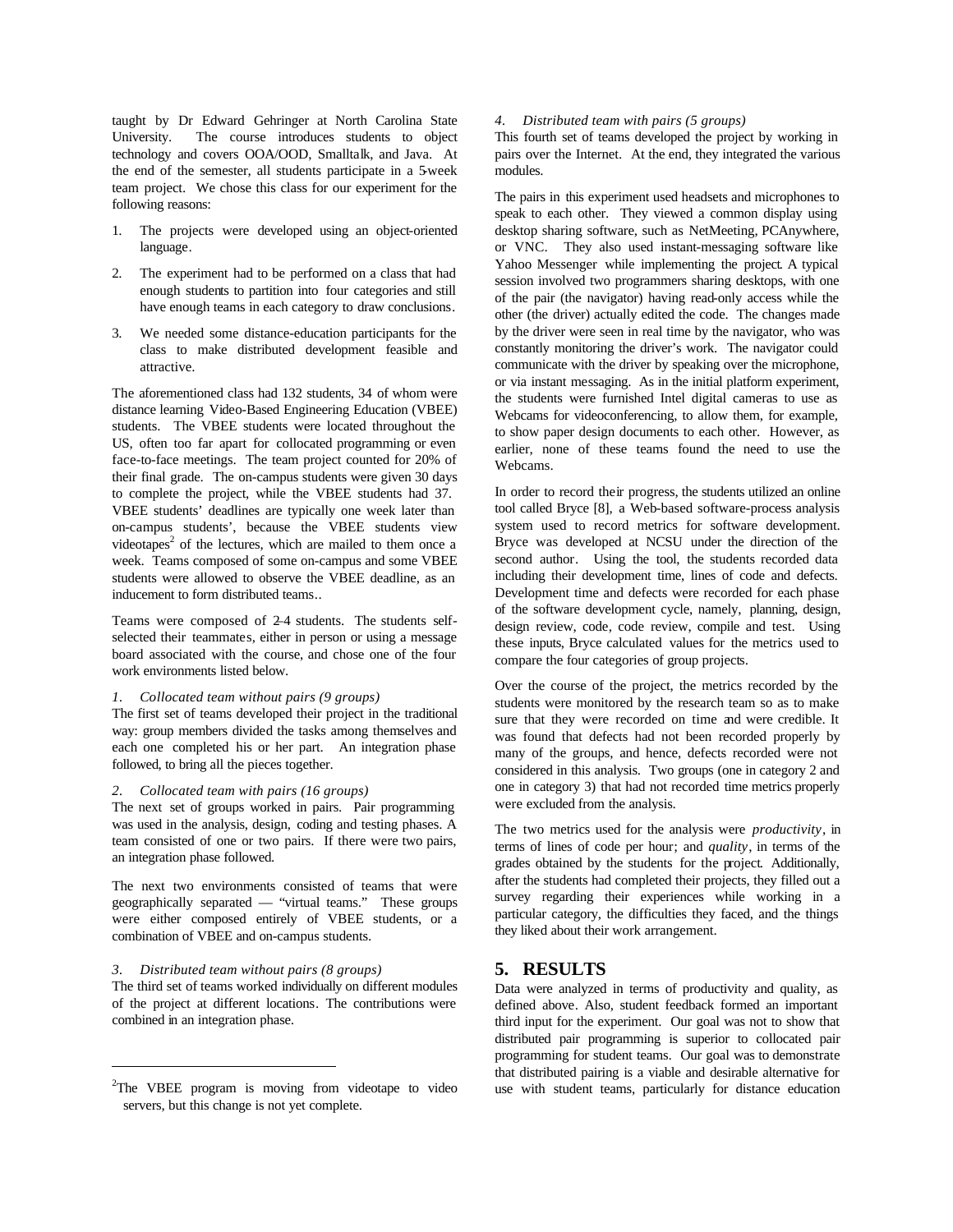taught by Dr Edward Gehringer at North Carolina State University. The course introduces students to object technology and covers OOA/OOD, Smalltalk, and Java. At the end of the semester, all students participate in a 5-week team project. We chose this class for our experiment for the following reasons:

1. The projects were developed using an object-oriented language.
2. The experiment had to be performed on a class that had enough students to partition into four categories and still have enough teams in each category to draw conclusions.
3. We needed some distance-education participants for the class to make distributed development feasible and attractive.

The aforementioned class had 132 students, 34 of whom were distance learning Video-Based Engineering Education (VBEE) students. The VBEE students were located throughout the US, often too far apart for collocated programming or even face-to-face meetings. The team project counted for 20% of their final grade. The on-campus students were given 30 days to complete the project, while the VBEE students had 37. VBEE students' deadlines are typically one week later than on-campus students', because the VBEE students view videotapes[2] of the lectures, which are mailed to them once a week. Teams composed of some on-campus and some VBEE students were allowed to observe the VBEE deadline, as an inducement to form distributed teams..

Teams were composed of 2–4 students. The students self-selected their teammates, either in person or using a message board associated with the course, and chose one of the four work environments listed below.

*1. Collocated team without pairs (9 groups)*
The first set of teams developed their project in the traditional way: group members divided the tasks among themselves and each one completed his or her part. An integration phase followed, to bring all the pieces together.

*2. Collocated team with pairs (16 groups)*
The next set of groups worked in pairs. Pair programming was used in the analysis, design, coding and testing phases. A team consisted of one or two pairs. If there were two pairs, an integration phase followed.

The next two environments consisted of teams that were geographically separated — "virtual teams." These groups were either composed entirely of VBEE students, or a combination of VBEE and on-campus students.

*3. Distributed team without pairs (8 groups)*
The third set of teams worked individually on different modules of the project at different locations. The contributions were combined in an integration phase.

[2]The VBEE program is moving from videotape to video servers, but this change is not yet complete.

*4. Distributed team with pairs (5 groups)*
This fourth set of teams developed the project by working in pairs over the Internet. At the end, they integrated the various modules.

The pairs in this experiment used headsets and microphones to speak to each other. They viewed a common display using desktop sharing software, such as NetMeeting, PCAnywhere, or VNC. They also used instant-messaging software like Yahoo Messenger while implementing the project. A typical session involved two programmers sharing desktops, with one of the pair (the navigator) having read-only access while the other (the driver) actually edited the code. The changes made by the driver were seen in real time by the navigator, who was constantly monitoring the driver's work. The navigator could communicate with the driver by speaking over the microphone, or via instant messaging. As in the initial platform experiment, the students were furnished Intel digital cameras to use as Webcams for videoconferencing, to allow them, for example, to show paper design documents to each other. However, as earlier, none of these teams found the need to use the Webcams.

In order to record their progress, the students utilized an online tool called Bryce [8], a Web-based software-process analysis system used to record metrics for software development. Bryce was developed at NCSU under the direction of the second author. Using the tool, the students recorded data including their development time, lines of code and defects. Development time and defects were recorded for each phase of the software development cycle, namely, planning, design, design review, code, code review, compile and test. Using these inputs, Bryce calculated values for the metrics used to compare the four categories of group projects.

Over the course of the project, the metrics recorded by the students were monitored by the research team so as to make sure that they were recorded on time and were credible. It was found that defects had not been recorded properly by many of the groups, and hence, defects recorded were not considered in this analysis. Two groups (one in category 2 and one in category 3) that had not recorded time metrics properly were excluded from the analysis.

The two metrics used for the analysis were *productivity*, in terms of lines of code per hour; and *quality*, in terms of the grades obtained by the students for the project. Additionally, after the students had completed their projects, they filled out a survey regarding their experiences while working in a particular category, the difficulties they faced, and the things they liked about their work arrangement.

## 5. RESULTS

Data were analyzed in terms of productivity and quality, as defined above. Also, student feedback formed an important third input for the experiment. Our goal was not to show that distributed pair programming is superior to collocated pair programming for student teams. Our goal was to demonstrate that distributed pairing is a viable and desirable alternative for use with student teams, particularly for distance education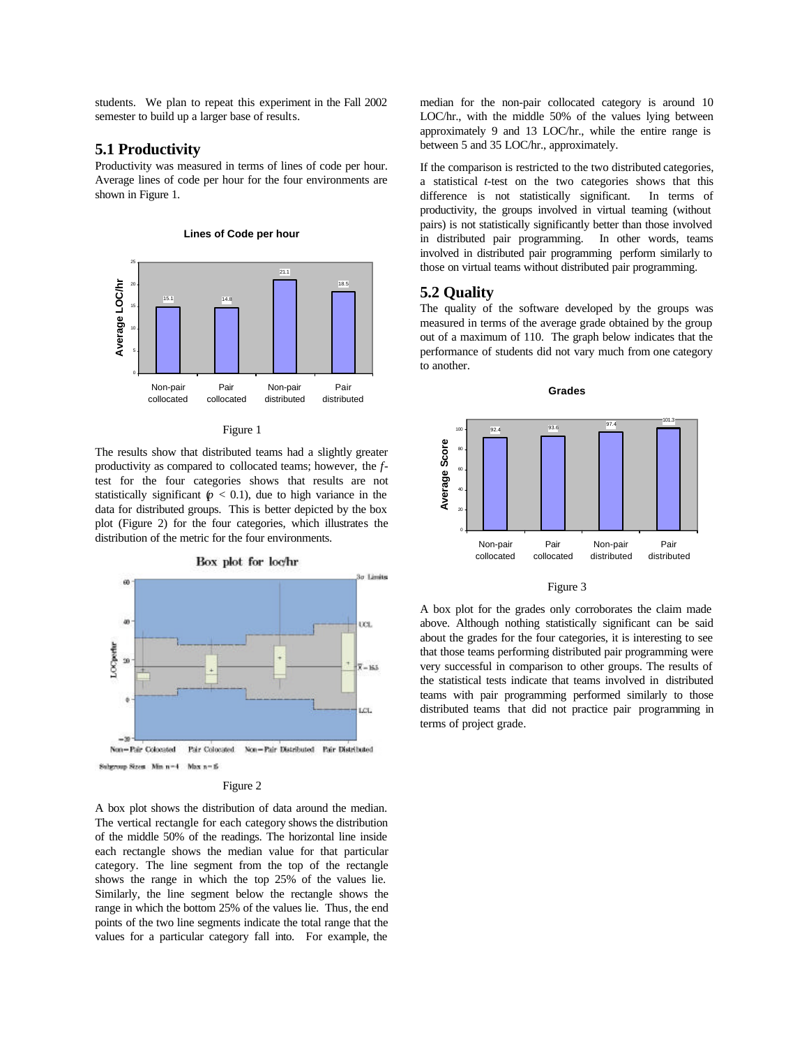students. We plan to repeat this experiment in the Fall 2002 semester to build up a larger base of results.

## 5.1 Productivity

Productivity was measured in terms of lines of code per hour. Average lines of code per hour for the four environments are shown in Figure 1.

Figure 1

The results show that distributed teams had a slightly greater productivity as compared to collocated teams; however, the *f*-test for the four categories shows that results are not statistically significant ($p < 0.1$), due to high variance in the data for distributed groups. This is better depicted by the box plot (Figure 2) for the four categories, which illustrates the distribution of the metric for the four environments.

Figure 2

A box plot shows the distribution of data around the median. The vertical rectangle for each category shows the distribution of the middle 50% of the readings. The horizontal line inside each rectangle shows the median value for that particular category. The line segment from the top of the rectangle shows the range in which the top 25% of the values lie. Similarly, the line segment below the rectangle shows the range in which the bottom 25% of the values lie. Thus, the end points of the two line segments indicate the total range that the values for a particular category fall into. For example, the median for the non-pair collocated category is around 10 LOC/hr., with the middle 50% of the values lying between approximately 9 and 13 LOC/hr., while the entire range is between 5 and 35 LOC/hr., approximately.

If the comparison is restricted to the two distributed categories, a statistical *t*-test on the two categories shows that this difference is not statistically significant. In terms of productivity, the groups involved in virtual teaming (without pairs) is not statistically significantly better than those involved in distributed pair programming. In other words, teams involved in distributed pair programming perform similarly to those on virtual teams without distributed pair programming.

## 5.2 Quality

The quality of the software developed by the groups was measured in terms of the average grade obtained by the group out of a maximum of 110. The graph below indicates that the performance of students did not vary much from one category to another.

Figure 3

A box plot for the grades only corroborates the claim made above. Although nothing statistically significant can be said about the grades for the four categories, it is interesting to see that those teams performing distributed pair programming were very successful in comparison to other groups. The results of the statistical tests indicate that teams involved in distributed teams with pair programming performed similarly to those distributed teams that did not practice pair programming in terms of project grade.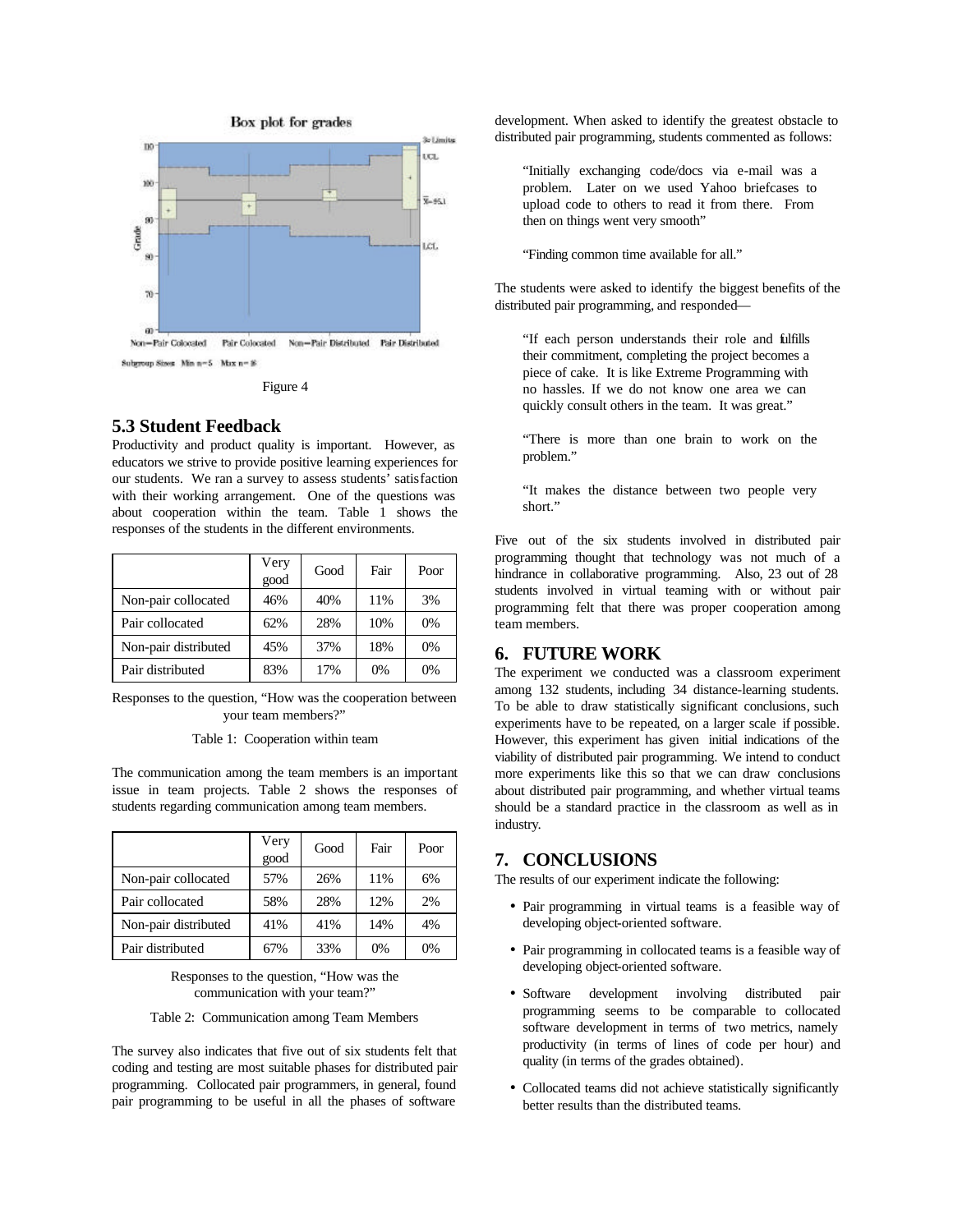Box plot for grades

110

100

90

80

70

60

Grade

3σ Limits

UCL

$\bar{X}$=95.1

LCL

Non−Pair Colocated Pair Colocated Non−Pair Distributed Pair Distributed

Subgroup Sizes: Min n=5 Max n=16

Figure 4

## 5.3 Student Feedback

Productivity and product quality is important. However, as educators we strive to provide positive learning experiences for our students. We ran a survey to assess students' satisfaction with their working arrangement. One of the questions was about cooperation within the team. Table 1 shows the responses of the students in the different environments.

| | Very good | Good | Fair | Poor |
|---|---|---|---|---|
| Non-pair collocated | 46% | 40% | 11% | 3% |
| Pair collocated | 62% | 28% | 10% | 0% |
| Non-pair distributed | 45% | 37% | 18% | 0% |
| Pair distributed | 83% | 17% | 0% | 0% |

Responses to the question, "How was the cooperation between your team members?"

Table 1: Cooperation within team

The communication among the team members is an important issue in team projects. Table 2 shows the responses of students regarding communication among team members.

| | Very good | Good | Fair | Poor |
|---|---|---|---|---|
| Non-pair collocated | 57% | 26% | 11% | 6% |
| Pair collocated | 58% | 28% | 12% | 2% |
| Non-pair distributed | 41% | 41% | 14% | 4% |
| Pair distributed | 67% | 33% | 0% | 0% |

Responses to the question, "How was the communication with your team?"

Table 2: Communication among Team Members

The survey also indicates that five out of six students felt that coding and testing are most suitable phases for distributed pair programming. Collocated pair programmers, in general, found pair programming to be useful in all the phases of software development. When asked to identify the greatest obstacle to distributed pair programming, students commented as follows:

> "Initially exchanging code/docs via e-mail was a problem. Later on we used Yahoo briefcases to upload code to others to read it from there. From then on things went very smooth"

> "Finding common time available for all."

The students were asked to identify the biggest benefits of the distributed pair programming, and responded—

> "If each person understands their role and fulfills their commitment, completing the project becomes a piece of cake. It is like Extreme Programming with no hassles. If we do not know one area we can quickly consult others in the team. It was great."

> "There is more than one brain to work on the problem."

> "It makes the distance between two people very short."

Five out of the six students involved in distributed pair programming thought that technology was not much of a hindrance in collaborative programming. Also, 23 out of 28 students involved in virtual teaming with or without pair programming felt that there was proper cooperation among team members.

## 6. FUTURE WORK

The experiment we conducted was a classroom experiment among 132 students, including 34 distance-learning students. To be able to draw statistically significant conclusions, such experiments have to be repeated, on a larger scale if possible. However, this experiment has given initial indications of the viability of distributed pair programming. We intend to conduct more experiments like this so that we can draw conclusions about distributed pair programming, and whether virtual teams should be a standard practice in the classroom as well as in industry.

## 7. CONCLUSIONS

The results of our experiment indicate the following:

- Pair programming in virtual teams is a feasible way of developing object-oriented software.
- Pair programming in collocated teams is a feasible way of developing object-oriented software.
- Software development involving distributed pair programming seems to be comparable to collocated software development in terms of two metrics, namely productivity (in terms of lines of code per hour) and quality (in terms of the grades obtained).
- Collocated teams did not achieve statistically significantly better results than the distributed teams.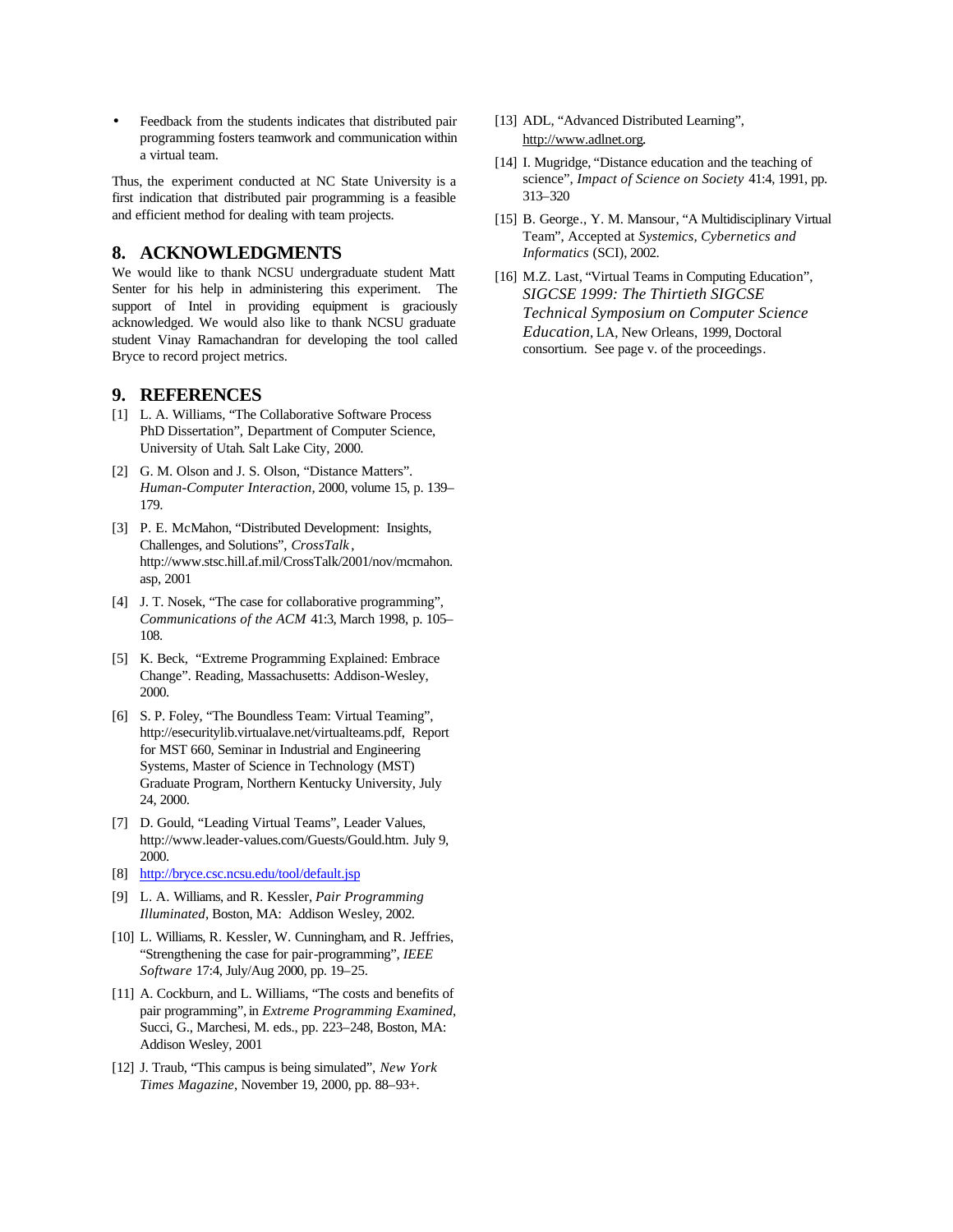- Feedback from the students indicates that distributed pair programming fosters teamwork and communication within a virtual team.

Thus, the experiment conducted at NC State University is a first indication that distributed pair programming is a feasible and efficient method for dealing with team projects.

## 8. ACKNOWLEDGMENTS

We would like to thank NCSU undergraduate student Matt Senter for his help in administering this experiment. The support of Intel in providing equipment is graciously acknowledged. We would also like to thank NCSU graduate student Vinay Ramachandran for developing the tool called Bryce to record project metrics.

## 9. REFERENCES

[1] L. A. Williams, "The Collaborative Software Process PhD Dissertation", Department of Computer Science, University of Utah. Salt Lake City, 2000.

[2] G. M. Olson and J. S. Olson, "Distance Matters". *Human-Computer Interaction*, 2000, volume 15, p. 139–179.

[3] P. E. McMahon, "Distributed Development: Insights, Challenges, and Solutions", *CrossTalk*, http://www.stsc.hill.af.mil/CrossTalk/2001/nov/mcmahon.asp, 2001

[4] J. T. Nosek, "The case for collaborative programming", *Communications of the ACM* 41:3, March 1998, p. 105–108.

[5] K. Beck, "Extreme Programming Explained: Embrace Change". Reading, Massachusetts: Addison-Wesley, 2000.

[6] S. P. Foley, "The Boundless Team: Virtual Teaming", http://esecuritylib.virtualave.net/virtualteams.pdf, Report for MST 660, Seminar in Industrial and Engineering Systems, Master of Science in Technology (MST) Graduate Program, Northern Kentucky University, July 24, 2000.

[7] D. Gould, "Leading Virtual Teams", Leader Values, http://www.leader-values.com/Guests/Gould.htm. July 9, 2000.

[8] http://bryce.csc.ncsu.edu/tool/default.jsp

[9] L. A. Williams, and R. Kessler, *Pair Programming Illuminated*, Boston, MA: Addison Wesley, 2002.

[10] L. Williams, R. Kessler, W. Cunningham, and R. Jeffries, "Strengthening the case for pair-programming", *IEEE Software* 17:4, July/Aug 2000, pp. 19–25.

[11] A. Cockburn, and L. Williams, "The costs and benefits of pair programming", in *Extreme Programming Examined*, Succi, G., Marchesi, M. eds., pp. 223–248, Boston, MA: Addison Wesley, 2001

[12] J. Traub, "This campus is being simulated", *New York Times Magazine*, November 19, 2000, pp. 88–93+.

[13] ADL, "Advanced Distributed Learning", http://www.adlnet.org.

[14] I. Mugridge, "Distance education and the teaching of science", *Impact of Science on Society* 41:4, 1991, pp. 313–320

[15] B. George., Y. M. Mansour, "A Multidisciplinary Virtual Team", Accepted at *Systemics, Cybernetics and Informatics* (SCI), 2002.

[16] M.Z. Last, "Virtual Teams in Computing Education", *SIGCSE 1999: The Thirtieth SIGCSE Technical Symposium on Computer Science Education*, LA, New Orleans, 1999, Doctoral consortium. See page v. of the proceedings.